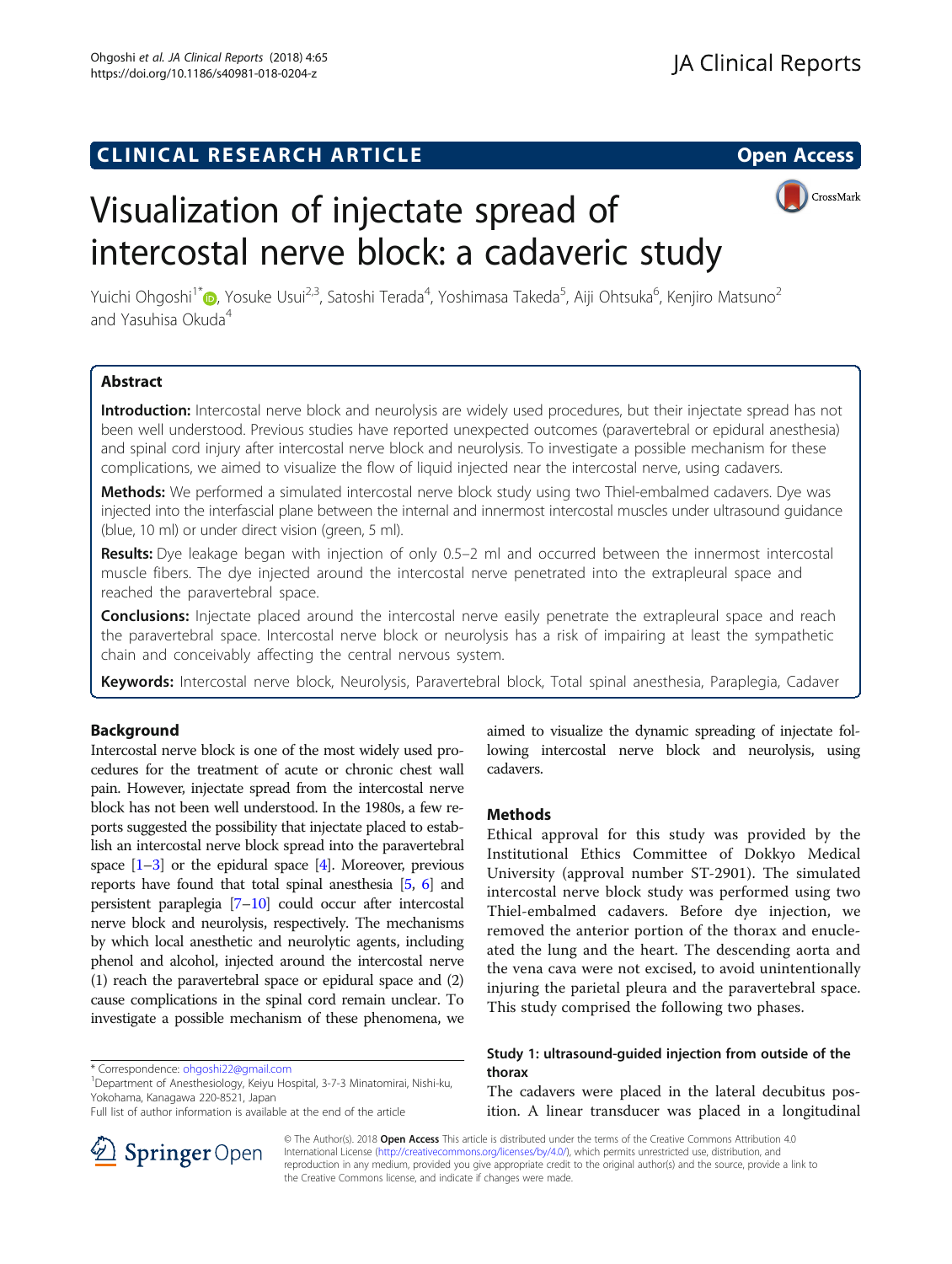CLINICAL RESEARCH ARTICLE

Open Access

# Visualization of injectate spread of intercostal nerve block: a cadaveric study

Yuichi Ohgoshi[1*], Yosuke Usui[2,3], Satoshi Terada[4], Yoshimasa Takeda[5], Aiji Ohtsuka[6], Kenjiro Matsuno[2] and Yasuhisa Okuda[4]

## Abstract

**Introduction:** Intercostal nerve block and neurolysis are widely used procedures, but their injectate spread has not been well understood. Previous studies have reported unexpected outcomes (paravertebral or epidural anesthesia) and spinal cord injury after intercostal nerve block and neurolysis. To investigate a possible mechanism for these complications, we aimed to visualize the flow of liquid injected near the intercostal nerve, using cadavers.

**Methods:** We performed a simulated intercostal nerve block study using two Thiel-embalmed cadavers. Dye was injected into the interfascial plane between the internal and innermost intercostal muscles under ultrasound guidance (blue, 10 ml) or under direct vision (green, 5 ml).

**Results:** Dye leakage began with injection of only 0.5–2 ml and occurred between the innermost intercostal muscle fibers. The dye injected around the intercostal nerve penetrated into the extrapleural space and reached the paravertebral space.

**Conclusions:** Injectate placed around the intercostal nerve easily penetrate the extrapleural space and reach the paravertebral space. Intercostal nerve block or neurolysis has a risk of impairing at least the sympathetic chain and conceivably affecting the central nervous system.

**Keywords:** Intercostal nerve block, Neurolysis, Paravertebral block, Total spinal anesthesia, Paraplegia, Cadaver

## Background

Intercostal nerve block is one of the most widely used procedures for the treatment of acute or chronic chest wall pain. However, injectate spread from the intercostal nerve block has not been well understood. In the 1980s, a few reports suggested the possibility that injectate placed to establish an intercostal nerve block spread into the paravertebral space [1–3] or the epidural space [4]. Moreover, previous reports have found that total spinal anesthesia [5, 6] and persistent paraplegia [7–10] could occur after intercostal nerve block and neurolysis, respectively. The mechanisms by which local anesthetic and neurolytic agents, including phenol and alcohol, injected around the intercostal nerve (1) reach the paravertebral space or epidural space and (2) cause complications in the spinal cord remain unclear. To investigate a possible mechanism of these phenomena, we aimed to visualize the dynamic spreading of injectate following intercostal nerve block and neurolysis, using cadavers.

## Methods

Ethical approval for this study was provided by the Institutional Ethics Committee of Dokkyo Medical University (approval number ST-2901). The simulated intercostal nerve block study was performed using two Thiel-embalmed cadavers. Before dye injection, we removed the anterior portion of the thorax and enucleated the lung and the heart. The descending aorta and the vena cava were not excised, to avoid unintentionally injuring the parietal pleura and the paravertebral space. This study comprised the following two phases.

### Study 1: ultrasound-guided injection from outside of the thorax

The cadavers were placed in the lateral decubitus position. A linear transducer was placed in a longitudinal

\* Correspondence: ohgoshi22@gmail.com
[1]Department of Anesthesiology, Keiyu Hospital, 3-7-3 Minatomirai, Nishi-ku, Yokohama, Kanagawa 220-8521, Japan
Full list of author information is available at the end of the article

© The Author(s). 2018 **Open Access** This article is distributed under the terms of the Creative Commons Attribution 4.0 International License (http://creativecommons.org/licenses/by/4.0/), which permits unrestricted use, distribution, and reproduction in any medium, provided you give appropriate credit to the original author(s) and the source, provide a link to the Creative Commons license, and indicate if changes were made.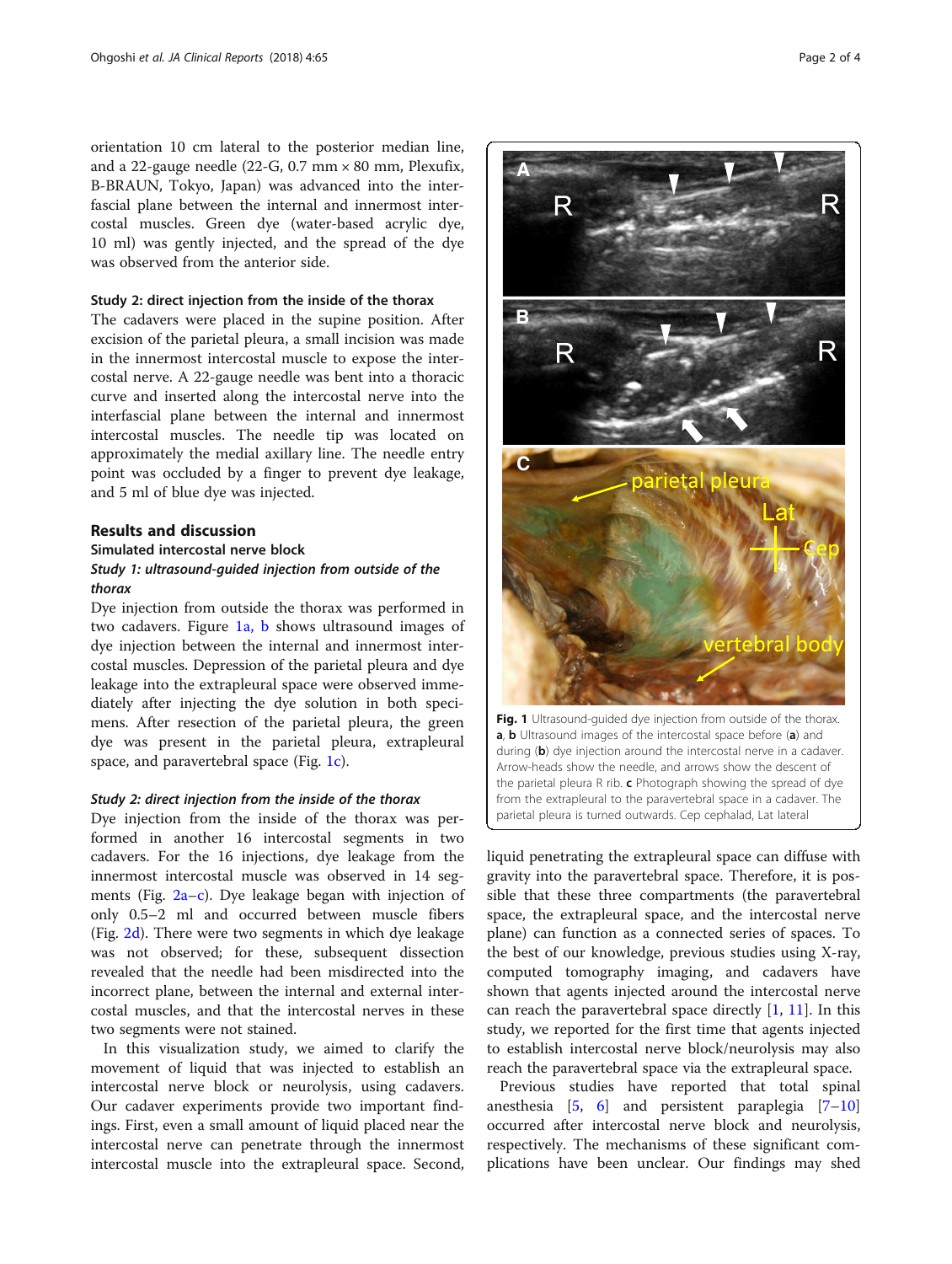orientation 10 cm lateral to the posterior median line, and a 22-gauge needle (22-G, 0.7 mm × 80 mm, Plexufix, B-BRAUN, Tokyo, Japan) was advanced into the interfascial plane between the internal and innermost intercostal muscles. Green dye (water-based acrylic dye, 10 ml) was gently injected, and the spread of the dye was observed from the anterior side.

### Study 2: direct injection from the inside of the thorax

The cadavers were placed in the supine position. After excision of the parietal pleura, a small incision was made in the innermost intercostal muscle to expose the intercostal nerve. A 22-gauge needle was bent into a thoracic curve and inserted along the intercostal nerve into the interfascial plane between the internal and innermost intercostal muscles. The needle tip was located on approximately the medial axillary line. The needle entry point was occluded by a finger to prevent dye leakage, and 5 ml of blue dye was injected.

## Results and discussion

### Simulated intercostal nerve block

#### *Study 1: ultrasound-guided injection from outside of the thorax*

Dye injection from outside the thorax was performed in two cadavers. Figure 1a, b shows ultrasound images of dye injection between the internal and innermost intercostal muscles. Depression of the parietal pleura and dye leakage into the extrapleural space were observed immediately after injecting the dye solution in both specimens. After resection of the parietal pleura, the green dye was present in the parietal pleura, extrapleural space, and paravertebral space (Fig. 1c).

Fig. 1 Ultrasound-guided dye injection from outside of the thorax. **a**, **b** Ultrasound images of the intercostal space before (**a**) and during (**b**) dye injection around the intercostal nerve in a cadaver. Arrow-heads show the needle, and arrows show the descent of the parietal pleura R rib. **c** Photograph showing the spread of dye from the extrapleural to the paravertebral space in a cadaver. The parietal pleura is turned outwards. Cep cephalad, Lat lateral

#### *Study 2: direct injection from the inside of the thorax*

Dye injection from the inside of the thorax was performed in another 16 intercostal segments in two cadavers. For the 16 injections, dye leakage from the innermost intercostal muscle was observed in 14 segments (Fig. 2a–c). Dye leakage began with injection of only 0.5–2 ml and occurred between muscle fibers (Fig. 2d). There were two segments in which dye leakage was not observed; for these, subsequent dissection revealed that the needle had been misdirected into the incorrect plane, between the internal and external intercostal muscles, and that the intercostal nerves in these two segments were not stained.

In this visualization study, we aimed to clarify the movement of liquid that was injected to establish an intercostal nerve block or neurolysis, using cadavers. Our cadaver experiments provide two important findings. First, even a small amount of liquid placed near the intercostal nerve can penetrate through the innermost intercostal muscle into the extrapleural space. Second, liquid penetrating the extrapleural space can diffuse with gravity into the paravertebral space. Therefore, it is possible that these three compartments (the paravertebral space, the extrapleural space, and the intercostal nerve plane) can function as a connected series of spaces. To the best of our knowledge, previous studies using X-ray, computed tomography imaging, and cadavers have shown that agents injected around the intercostal nerve can reach the paravertebral space directly [1, 11]. In this study, we reported for the first time that agents injected to establish intercostal nerve block/neurolysis may also reach the paravertebral space via the extrapleural space.

Previous studies have reported that total spinal anesthesia [5, 6] and persistent paraplegia [7–10] occurred after intercostal nerve block and neurolysis, respectively. The mechanisms of these significant complications have been unclear. Our findings may shed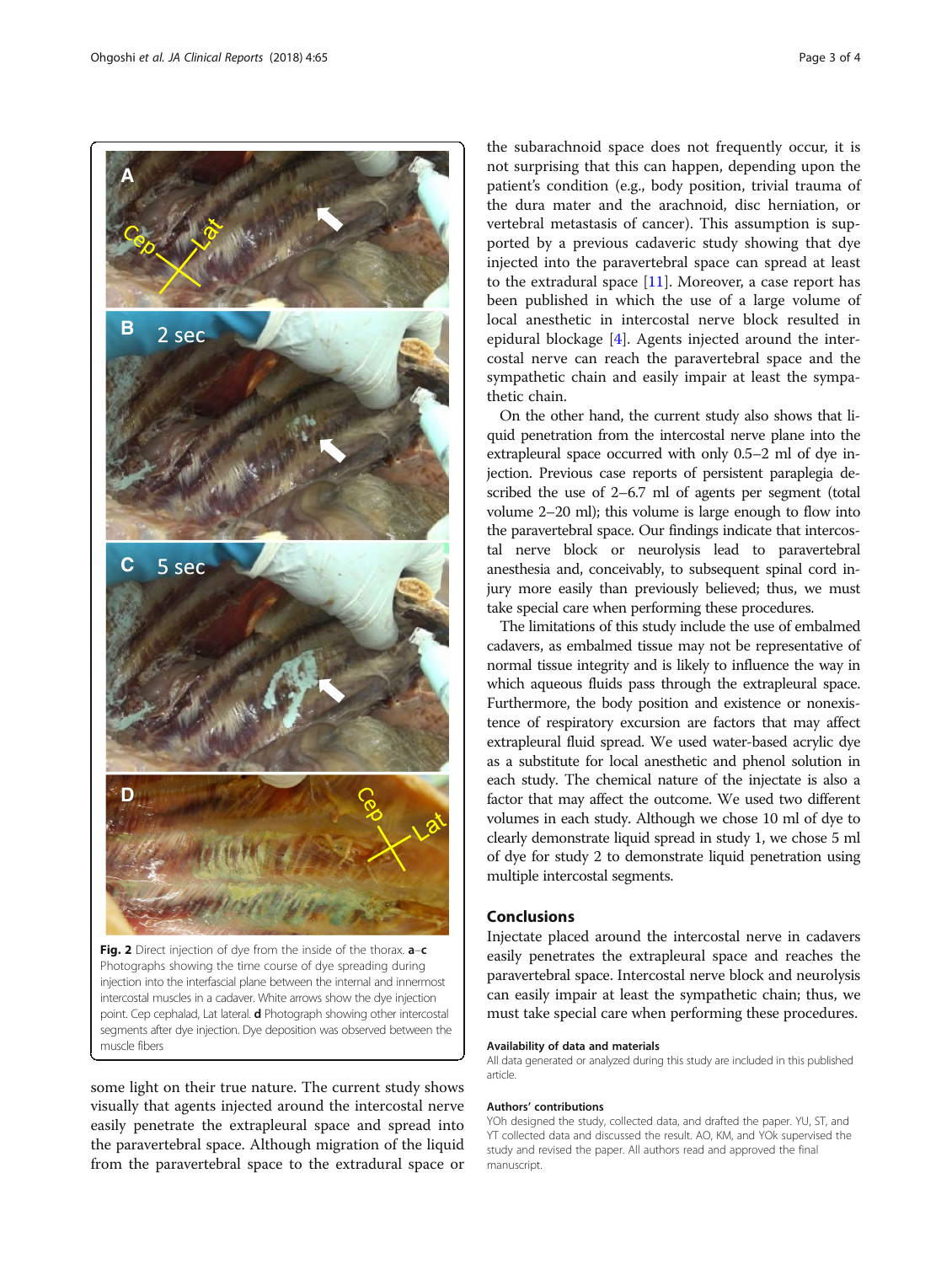Fig. 2 Direct injection of dye from the inside of the thorax. **a**–**c** Photographs showing the time course of dye spreading during injection into the interfascial plane between the internal and innermost intercostal muscles in a cadaver. White arrows show the dye injection point. Cep cephalad, Lat lateral. **d** Photograph showing other intercostal segments after dye injection. Dye deposition was observed between the muscle fibers

some light on their true nature. The current study shows visually that agents injected around the intercostal nerve easily penetrate the extrapleural space and spread into the paravertebral space. Although migration of the liquid from the paravertebral space to the extradural space or the subarachnoid space does not frequently occur, it is not surprising that this can happen, depending upon the patient's condition (e.g., body position, trivial trauma of the dura mater and the arachnoid, disc herniation, or vertebral metastasis of cancer). This assumption is supported by a previous cadaveric study showing that dye injected into the paravertebral space can spread at least to the extradural space [11]. Moreover, a case report has been published in which the use of a large volume of local anesthetic in intercostal nerve block resulted in epidural blockage [4]. Agents injected around the intercostal nerve can reach the paravertebral space and the sympathetic chain and easily impair at least the sympathetic chain.

On the other hand, the current study also shows that liquid penetration from the intercostal nerve plane into the extrapleural space occurred with only 0.5–2 ml of dye injection. Previous case reports of persistent paraplegia described the use of 2–6.7 ml of agents per segment (total volume 2–20 ml); this volume is large enough to flow into the paravertebral space. Our findings indicate that intercostal nerve block or neurolysis lead to paravertebral anesthesia and, conceivably, to subsequent spinal cord injury more easily than previously believed; thus, we must take special care when performing these procedures.

The limitations of this study include the use of embalmed cadavers, as embalmed tissue may not be representative of normal tissue integrity and is likely to influence the way in which aqueous fluids pass through the extrapleural space. Furthermore, the body position and existence or nonexistence of respiratory excursion are factors that may affect extrapleural fluid spread. We used water-based acrylic dye as a substitute for local anesthetic and phenol solution in each study. The chemical nature of the injectate is also a factor that may affect the outcome. We used two different volumes in each study. Although we chose 10 ml of dye to clearly demonstrate liquid spread in study 1, we chose 5 ml of dye for study 2 to demonstrate liquid penetration using multiple intercostal segments.

## Conclusions

Injectate placed around the intercostal nerve in cadavers easily penetrates the extrapleural space and reaches the paravertebral space. Intercostal nerve block and neurolysis can easily impair at least the sympathetic chain; thus, we must take special care when performing these procedures.

### Availability of data and materials

All data generated or analyzed during this study are included in this published article.

### Authors' contributions

YOh designed the study, collected data, and drafted the paper. YU, ST, and YT collected data and discussed the result. AO, KM, and YOk supervised the study and revised the paper. All authors read and approved the final manuscript.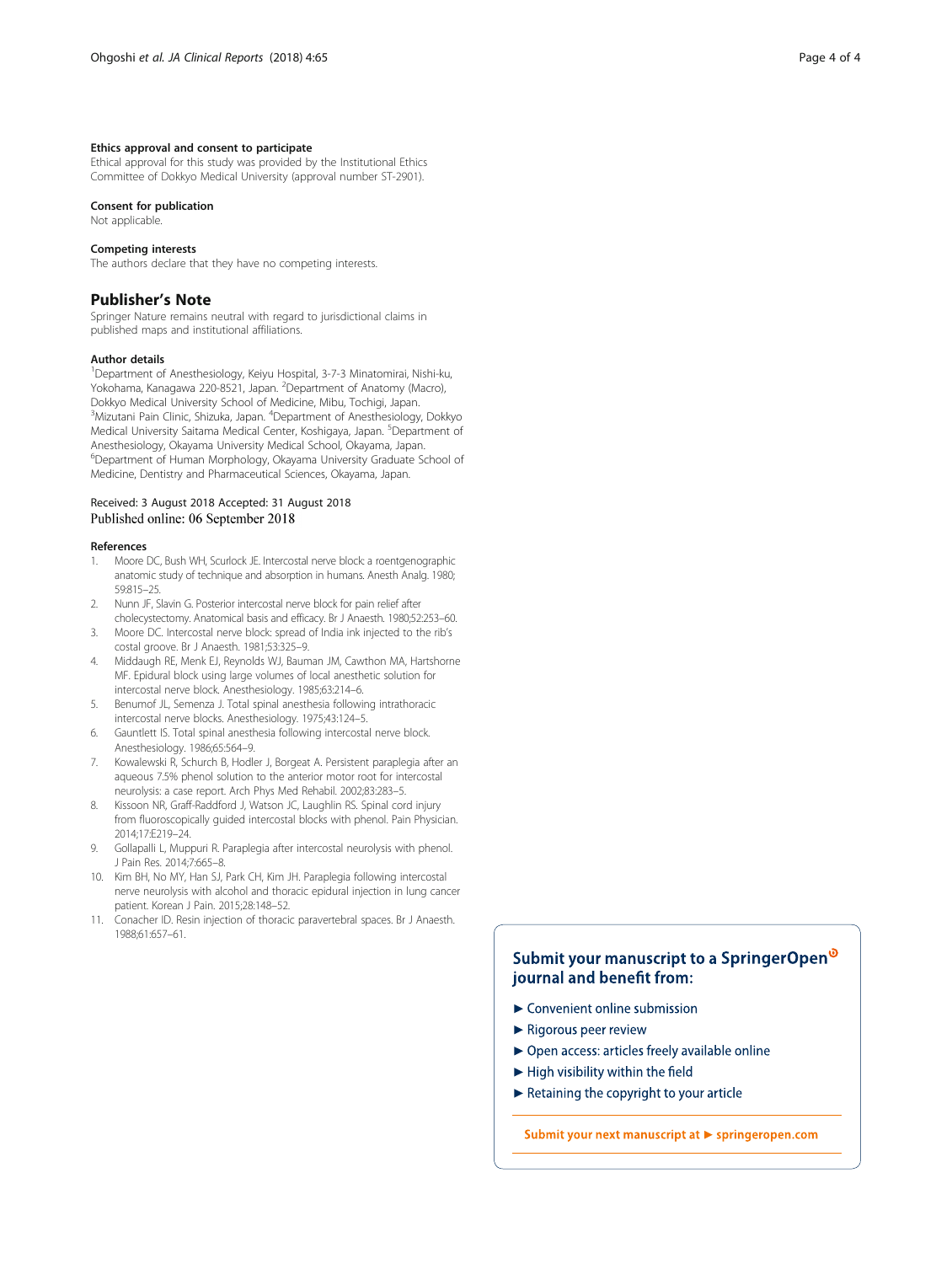#### Ethics approval and consent to participate
Ethical approval for this study was provided by the Institutional Ethics Committee of Dokkyo Medical University (approval number ST-2901).

#### Consent for publication
Not applicable.

#### Competing interests
The authors declare that they have no competing interests.

### Publisher's Note
Springer Nature remains neutral with regard to jurisdictional claims in published maps and institutional affiliations.

#### Author details
[1]Department of Anesthesiology, Keiyu Hospital, 3-7-3 Minatomirai, Nishi-ku, Yokohama, Kanagawa 220-8521, Japan. [2]Department of Anatomy (Macro), Dokkyo Medical University School of Medicine, Mibu, Tochigi, Japan. [3]Mizutani Pain Clinic, Shizuka, Japan. [4]Department of Anesthesiology, Dokkyo Medical University Saitama Medical Center, Koshigaya, Japan. [5]Department of Anesthesiology, Okayama University Medical School, Okayama, Japan. [6]Department of Human Morphology, Okayama University Graduate School of Medicine, Dentistry and Pharmaceutical Sciences, Okayama, Japan.

Received: 3 August 2018 Accepted: 31 August 2018
Published online: 06 September 2018

#### References
1. Moore DC, Bush WH, Scurlock JE. Intercostal nerve block: a roentgenographic anatomic study of technique and absorption in humans. Anesth Analg. 1980; 59:815–25.
2. Nunn JF, Slavin G. Posterior intercostal nerve block for pain relief after cholecystectomy. Anatomical basis and efficacy. Br J Anaesth. 1980;52:253–60.
3. Moore DC. Intercostal nerve block: spread of India ink injected to the rib's costal groove. Br J Anaesth. 1981;53:325–9.
4. Middaugh RE, Menk EJ, Reynolds WJ, Bauman JM, Cawthon MA, Hartshorne MF. Epidural block using large volumes of local anesthetic solution for intercostal nerve block. Anesthesiology. 1985;63:214–6.
5. Benumof JL, Semenza J. Total spinal anesthesia following intrathoracic intercostal nerve blocks. Anesthesiology. 1975;43:124–5.
6. Gauntlett IS. Total spinal anesthesia following intercostal nerve block. Anesthesiology. 1986;65:564–9.
7. Kowalewski R, Schurch B, Hodler J, Borgeat A. Persistent paraplegia after an aqueous 7.5% phenol solution to the anterior motor root for intercostal neurolysis: a case report. Arch Phys Med Rehabil. 2002;83:283–5.
8. Kissoon NR, Graff-Raddford J, Watson JC, Laughlin RS. Spinal cord injury from fluoroscopically guided intercostal blocks with phenol. Pain Physician. 2014;17:E219–24.
9. Gollapalli L, Muppuri R. Paraplegia after intercostal neurolysis with phenol. J Pain Res. 2014;7:665–8.
10. Kim BH, No MY, Han SJ, Park CH, Kim JH. Paraplegia following intercostal nerve neurolysis with alcohol and thoracic epidural injection in lung cancer patient. Korean J Pain. 2015;28:148–52.
11. Conacher ID. Resin injection of thoracic paravertebral spaces. Br J Anaesth. 1988;61:657–61.